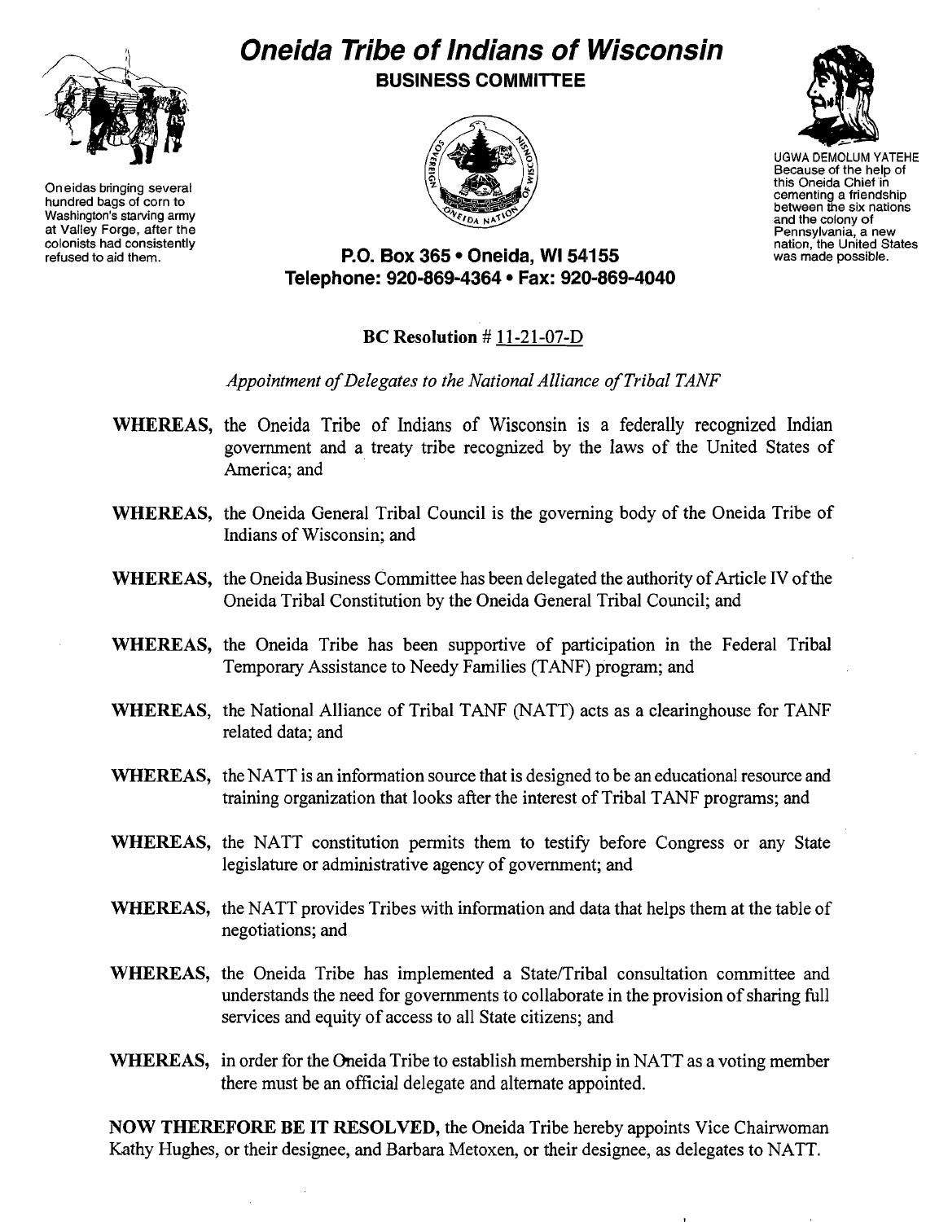Oneidas bringing several hundred bags of corn to Washington's starving army at Valley Forge, after the colonists had consistently refused to aid them.

# Oneida Tribe of Indians of Wisconsin

## BUSINESS COMMITTEE

UGWA DEMOLUM YATEHE
Because of the help of this Oneida Chief in cementing a friendship between the six nations and the colony of Pennsylvania, a new nation, the United States was made possible.

**P.O. Box 365 • Oneida, WI 54155**
**Telephone: 920-869-4364 • Fax: 920-869-4040**

**BC Resolution # 11-21-07-D**

*Appointment of Delegates to the National Alliance of Tribal TANF*

**WHEREAS,** the Oneida Tribe of Indians of Wisconsin is a federally recognized Indian government and a treaty tribe recognized by the laws of the United States of America; and

**WHEREAS,** the Oneida General Tribal Council is the governing body of the Oneida Tribe of Indians of Wisconsin; and

**WHEREAS,** the Oneida Business Committee has been delegated the authority of Article IV of the Oneida Tribal Constitution by the Oneida General Tribal Council; and

**WHEREAS,** the Oneida Tribe has been supportive of participation in the Federal Tribal Temporary Assistance to Needy Families (TANF) program; and

**WHEREAS,** the National Alliance of Tribal TANF (NATT) acts as a clearinghouse for TANF related data; and

**WHEREAS,** the NATT is an information source that is designed to be an educational resource and training organization that looks after the interest of Tribal TANF programs; and

**WHEREAS,** the NATT constitution permits them to testify before Congress or any State legislature or administrative agency of government; and

**WHEREAS,** the NATT provides Tribes with information and data that helps them at the table of negotiations; and

**WHEREAS,** the Oneida Tribe has implemented a State/Tribal consultation committee and understands the need for governments to collaborate in the provision of sharing full services and equity of access to all State citizens; and

**WHEREAS,** in order for the Oneida Tribe to establish membership in NATT as a voting member there must be an official delegate and alternate appointed.

**NOW THEREFORE BE IT RESOLVED,** the Oneida Tribe hereby appoints Vice Chairwoman Kathy Hughes, or their designee, and Barbara Metoxen, or their designee, as delegates to NATT.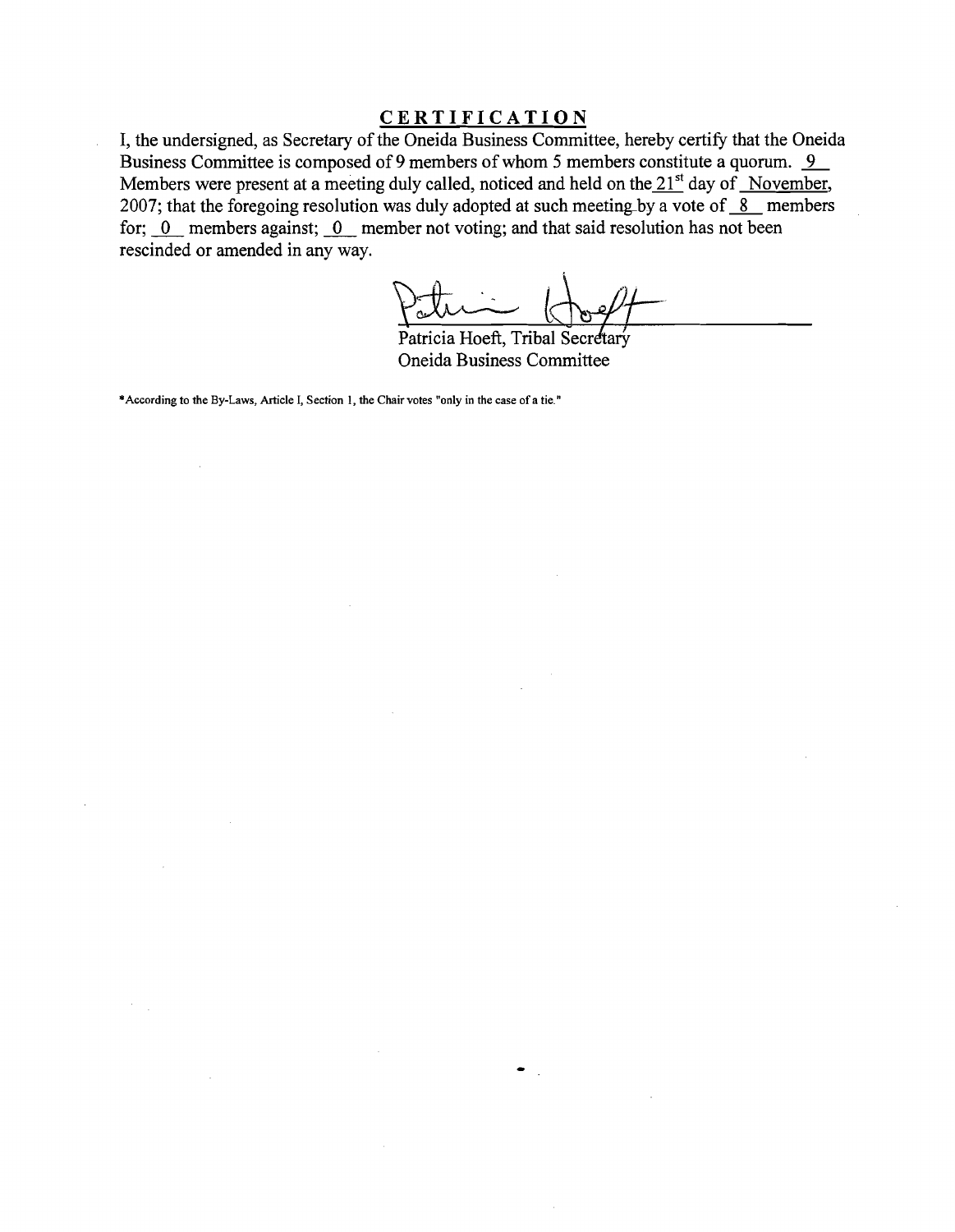## CERTIFICATION

I, the undersigned, as Secretary of the Oneida Business Committee, hereby certify that the Oneida Business Committee is composed of 9 members of whom 5 members constitute a quorum. 9 Members were present at a meeting duly called, noticed and held on the 21st day of November, 2007; that the foregoing resolution was duly adopted at such meeting by a vote of 8 members for; 0 members against; 0 member not voting; and that said resolution has not been rescinded or amended in any way.

Patricia Hoeft, Tribal Secretary
Oneida Business Committee

*According to the By-Laws, Article I, Section 1, the Chair votes "only in the case of a tie."